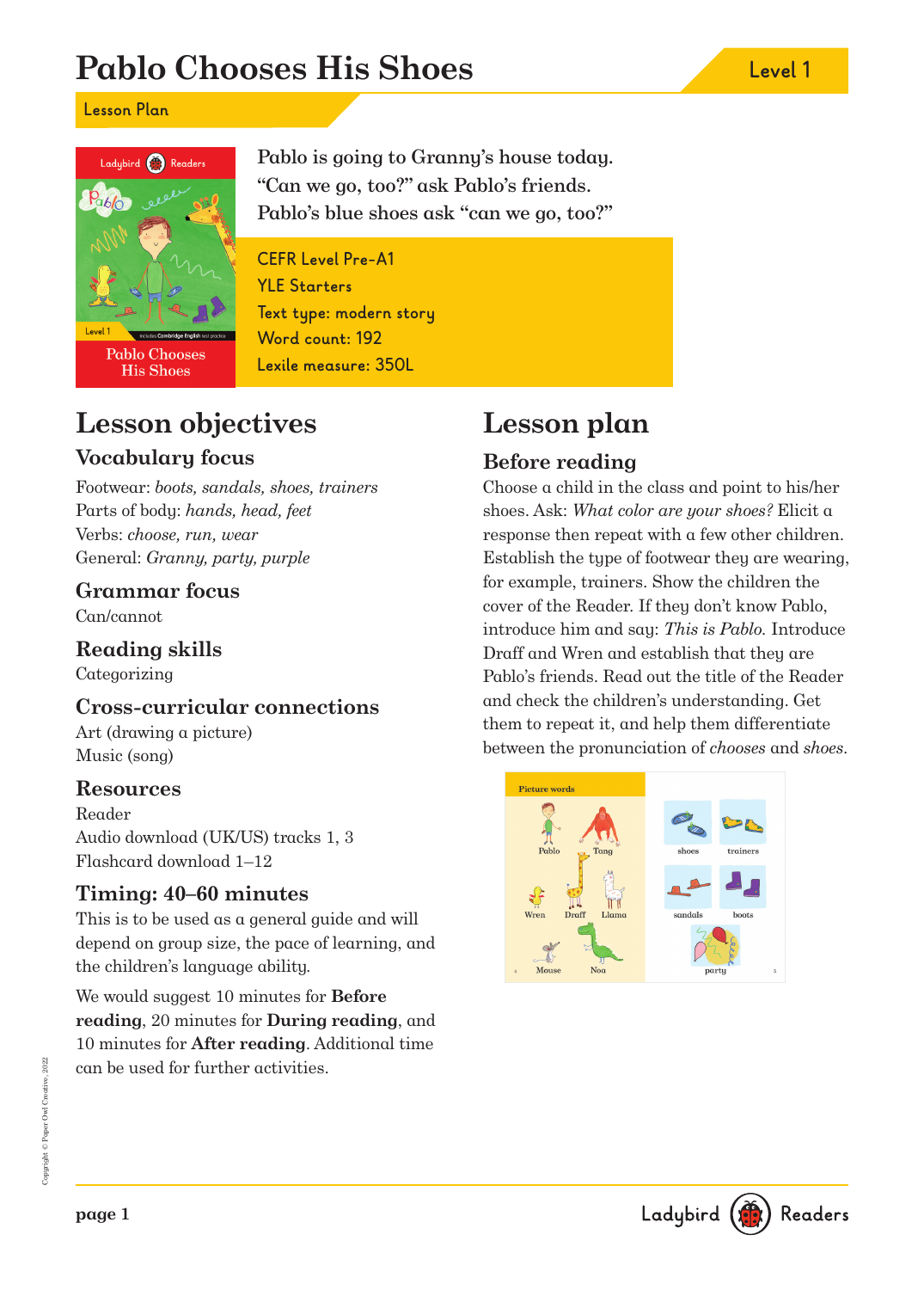# Pablo Chooses His Shoes

Level 1

Lesson Plan

Pablo is going to Granny's house today.
"Can we go, too?" ask Pablo's friends.
Pablo's blue shoes ask "can we go, too?"

CEFR Level Pre-A1
YLE Starters
Text type: modern story
Word count: 192
Lexile measure: 350L

## Lesson objectives

### Vocabulary focus

Footwear: *boots, sandals, shoes, trainers*
Parts of body: *hands, head, feet*
Verbs: *choose, run, wear*
General: *Granny, party, purple*

### Grammar focus

Can/cannot

### Reading skills

Categorizing

### Cross-curricular connections

Art (drawing a picture)
Music (song)

### Resources

Reader
Audio download (UK/US) tracks 1, 3
Flashcard download 1–12

### Timing: 40–60 minutes

This is to be used as a general guide and will depend on group size, the pace of learning, and the children's language ability.

We would suggest 10 minutes for **Before reading**, 20 minutes for **During reading**, and 10 minutes for **After reading**. Additional time can be used for further activities.

## Lesson plan

### Before reading

Choose a child in the class and point to his/her shoes. Ask: *What color are your shoes?* Elicit a response then repeat with a few other children. Establish the type of footwear they are wearing, for example, trainers. Show the children the cover of the Reader. If they don't know Pablo, introduce him and say: *This is Pablo.* Introduce Draff and Wren and establish that they are Pablo's friends. Read out the title of the Reader and check the children's understanding. Get them to repeat it, and help them differentiate between the pronunciation of *chooses* and *shoes*.

Picture words

Pablo, Tang, Wren, Draff, Llama, Mouse, Noa, shoes, trainers, sandals, boots, party

Copyright © Paper Owl Creative, 2022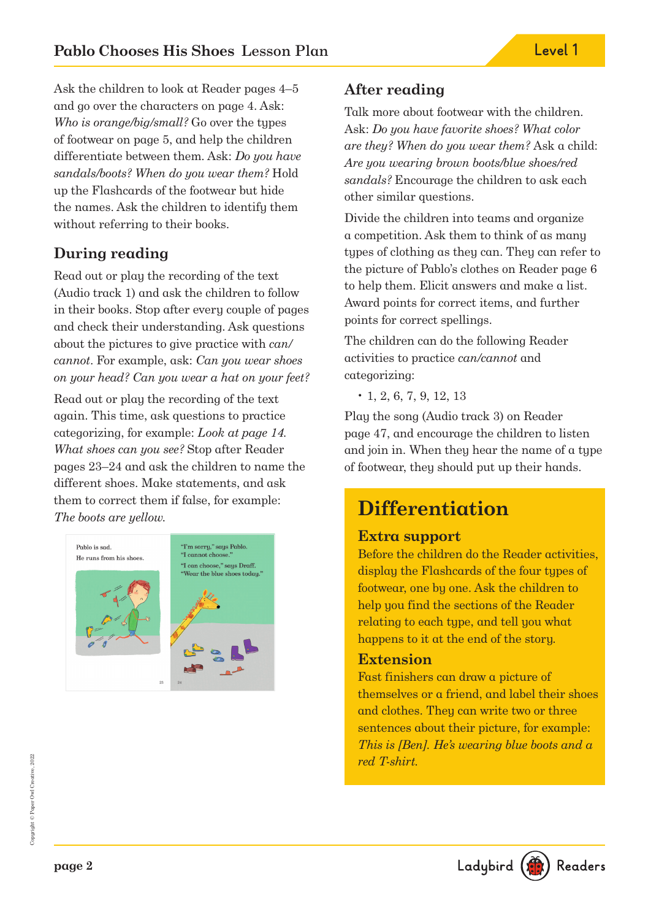Ask the children to look at Reader pages 4–5 and go over the characters on page 4. Ask: *Who is orange/big/small?* Go over the types of footwear on page 5, and help the children differentiate between them. Ask: *Do you have sandals/boots? When do you wear them?* Hold up the Flashcards of the footwear but hide the names. Ask the children to identify them without referring to their books.

## During reading

Read out or play the recording of the text (Audio track 1) and ask the children to follow in their books. Stop after every couple of pages and check their understanding. Ask questions about the pictures to give practice with *can/cannot*. For example, ask: *Can you wear shoes on your head? Can you wear a hat on your feet?*

Read out or play the recording of the text again. This time, ask questions to practice categorizing, for example: *Look at page 14. What shoes can you see?* Stop after Reader pages 23–24 and ask the children to name the different shoes. Make statements, and ask them to correct them if false, for example: *The boots are yellow.*

## After reading

Talk more about footwear with the children. Ask: *Do you have favorite shoes? What color are they? When do you wear them?* Ask a child: *Are you wearing brown boots/blue shoes/red sandals?* Encourage the children to ask each other similar questions.

Divide the children into teams and organize a competition. Ask them to think of as many types of clothing as they can. They can refer to the picture of Pablo's clothes on Reader page 6 to help them. Elicit answers and make a list. Award points for correct items, and further points for correct spellings.

The children can do the following Reader activities to practice *can/cannot* and categorizing:

- 1, 2, 6, 7, 9, 12, 13

Play the song (Audio track 3) on Reader page 47, and encourage the children to listen and join in. When they hear the name of a type of footwear, they should put up their hands.

# Differentiation

### Extra support

Before the children do the Reader activities, display the Flashcards of the four types of footwear, one by one. Ask the children to help you find the sections of the Reader relating to each type, and tell you what happens to it at the end of the story.

### Extension

Fast finishers can draw a picture of themselves or a friend, and label their shoes and clothes. They can write two or three sentences about their picture, for example: *This is [Ben]. He's wearing blue boots and a red T-shirt.*

Copyright © Paper Owl Creative, 2022